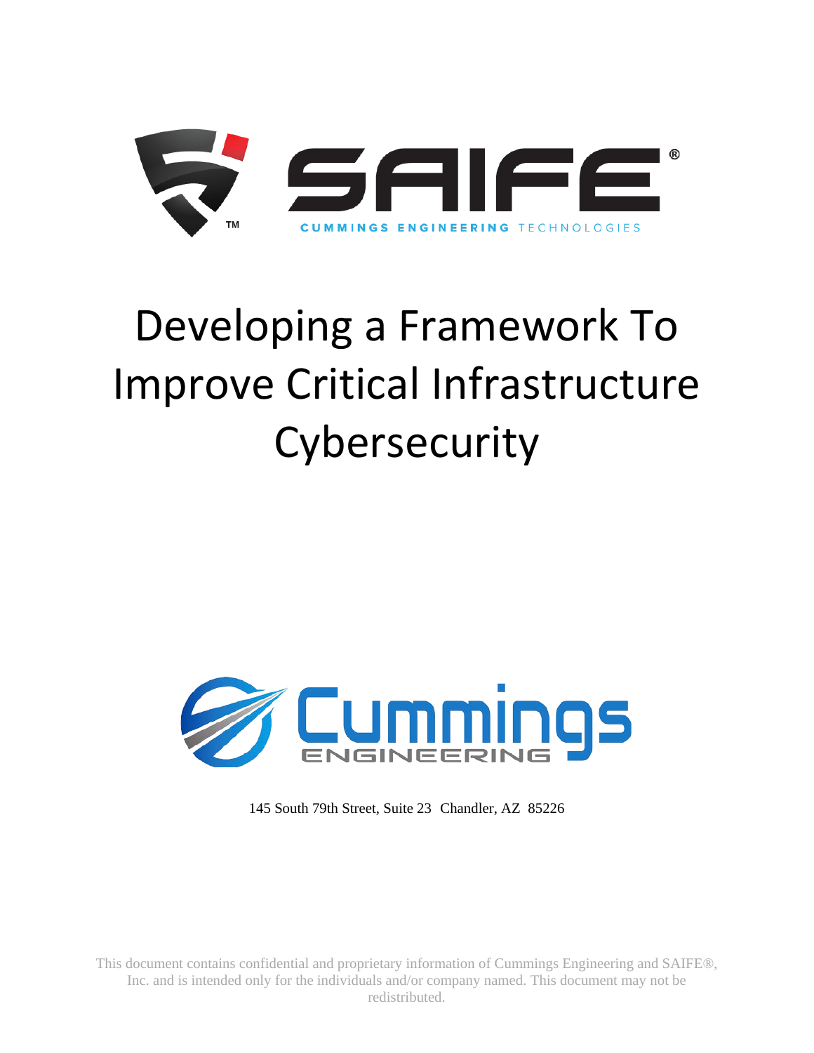SAIFE®

CUMMINGS ENGINEERING TECHNOLOGIES

# Developing a Framework To Improve Critical Infrastructure Cybersecurity

Cummings Engineering

145 South 79th Street, Suite 23 Chandler, AZ 85226

This document contains confidential and proprietary information of Cummings Engineering and SAIFE®, Inc. and is intended only for the individuals and/or company named. This document may not be redistributed.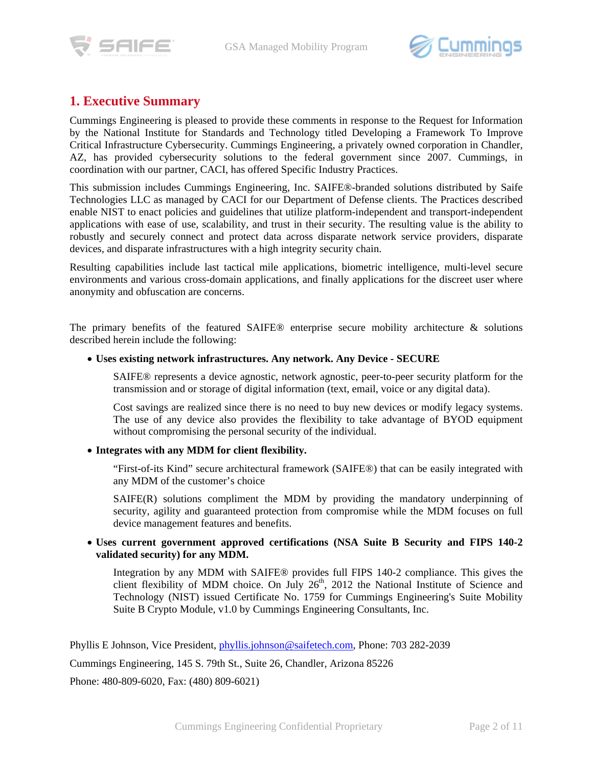# 1. Executive Summary

Cummings Engineering is pleased to provide these comments in response to the Request for Information by the National Institute for Standards and Technology titled Developing a Framework To Improve Critical Infrastructure Cybersecurity. Cummings Engineering, a privately owned corporation in Chandler, AZ, has provided cybersecurity solutions to the federal government since 2007. Cummings, in coordination with our partner, CACI, has offered Specific Industry Practices.

This submission includes Cummings Engineering, Inc. SAIFE®-branded solutions distributed by Saife Technologies LLC as managed by CACI for our Department of Defense clients. The Practices described enable NIST to enact policies and guidelines that utilize platform-independent and transport-independent applications with ease of use, scalability, and trust in their security. The resulting value is the ability to robustly and securely connect and protect data across disparate network service providers, disparate devices, and disparate infrastructures with a high integrity security chain.

Resulting capabilities include last tactical mile applications, biometric intelligence, multi-level secure environments and various cross-domain applications, and finally applications for the discreet user where anonymity and obfuscation are concerns.

The primary benefits of the featured SAIFE® enterprise secure mobility architecture & solutions described herein include the following:

- **Uses existing network infrastructures. Any network. Any Device - SECURE**

  SAIFE® represents a device agnostic, network agnostic, peer-to-peer security platform for the transmission and or storage of digital information (text, email, voice or any digital data).

  Cost savings are realized since there is no need to buy new devices or modify legacy systems. The use of any device also provides the flexibility to take advantage of BYOD equipment without compromising the personal security of the individual.

- **Integrates with any MDM for client flexibility.**

  "First-of-its Kind" secure architectural framework (SAIFE®) that can be easily integrated with any MDM of the customer's choice

  SAIFE(R) solutions compliment the MDM by providing the mandatory underpinning of security, agility and guaranteed protection from compromise while the MDM focuses on full device management features and benefits.

- **Uses current government approved certifications (NSA Suite B Security and FIPS 140-2 validated security) for any MDM.**

  Integration by any MDM with SAIFE® provides full FIPS 140-2 compliance. This gives the client flexibility of MDM choice. On July 26th, 2012 the National Institute of Science and Technology (NIST) issued Certificate No. 1759 for Cummings Engineering's Suite Mobility Suite B Crypto Module, v1.0 by Cummings Engineering Consultants, Inc.

Phyllis E Johnson, Vice President, phyllis.johnson@saifetech.com, Phone: 703 282-2039

Cummings Engineering, 145 S. 79th St., Suite 26, Chandler, Arizona 85226

Phone: 480-809-6020, Fax: (480) 809-6021)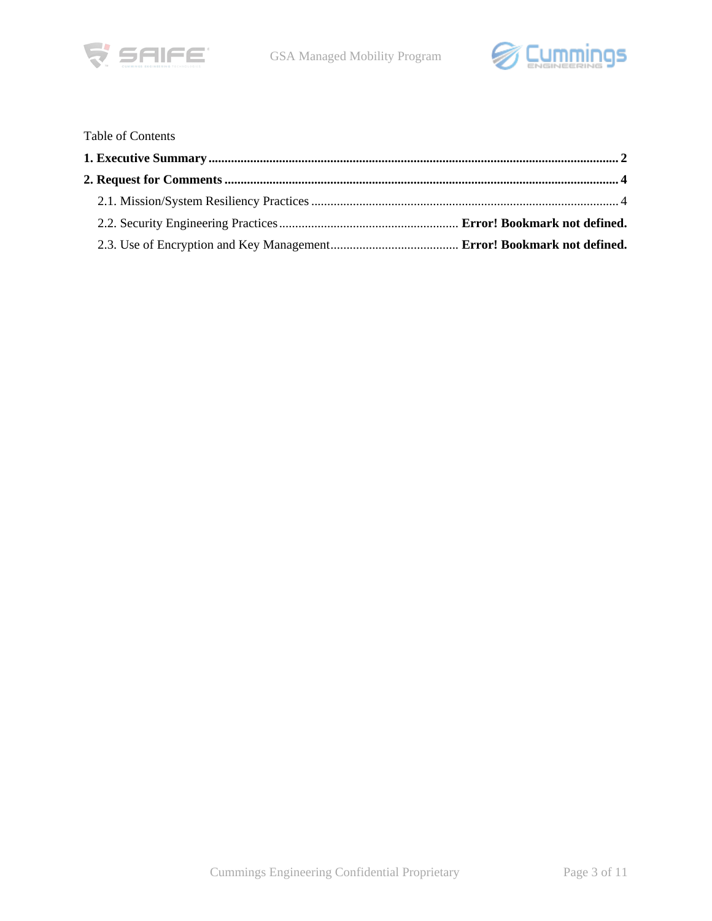Table of Contents

**1. Executive Summary** ........................................................................................................................ **2**

**2. Request for Comments** .................................................................................................................... **4**

2.1. Mission/System Resiliency Practices ............................................................................................... 4

2.2. Security Engineering Practices ....................................................... **Error! Bookmark not defined.**

2.3. Use of Encryption and Key Management ........................................ **Error! Bookmark not defined.**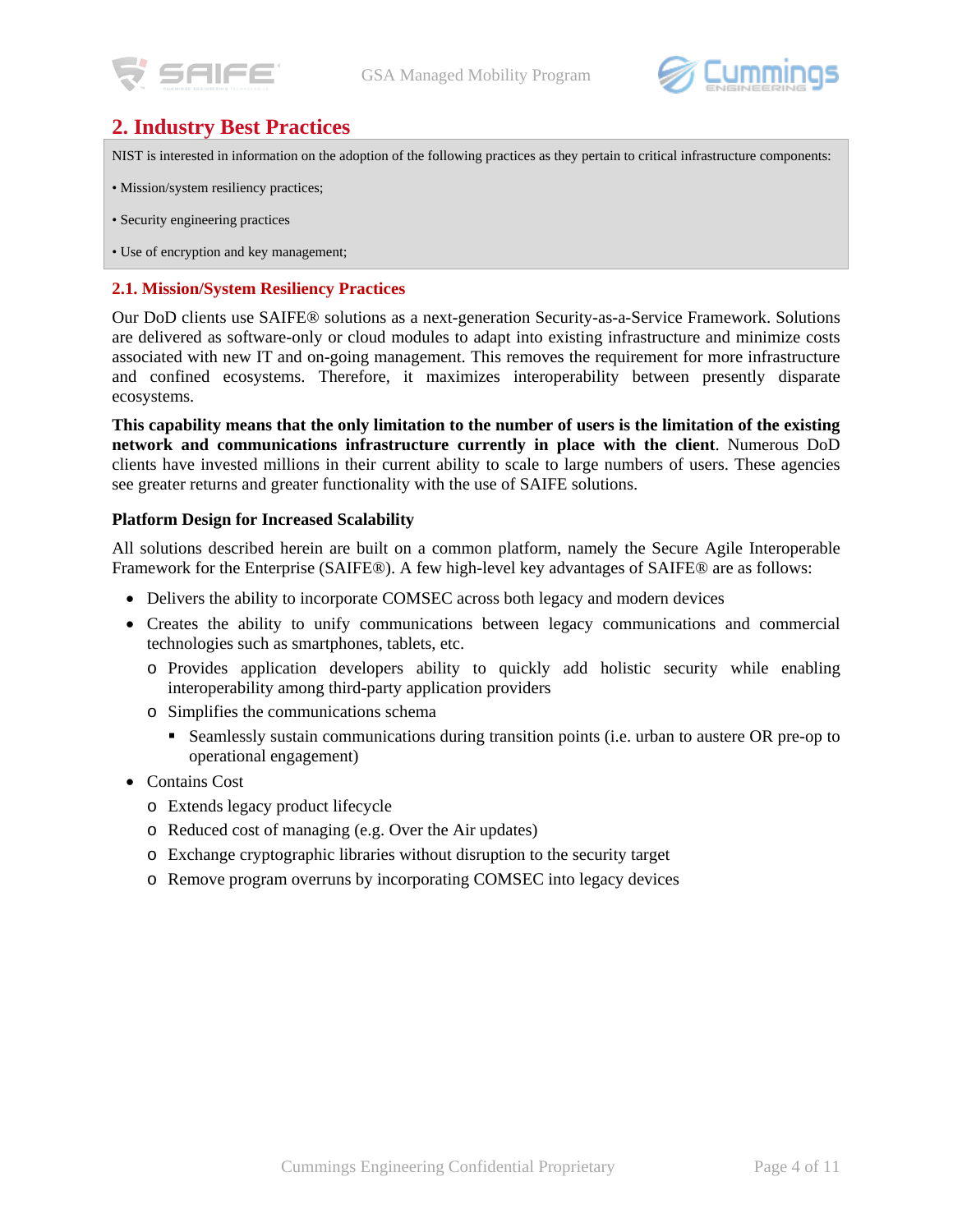## 2. Industry Best Practices

NIST is interested in information on the adoption of the following practices as they pertain to critical infrastructure components:

• Mission/system resiliency practices;

• Security engineering practices

• Use of encryption and key management;

### 2.1. Mission/System Resiliency Practices

Our DoD clients use SAIFE® solutions as a next-generation Security-as-a-Service Framework. Solutions are delivered as software-only or cloud modules to adapt into existing infrastructure and minimize costs associated with new IT and on-going management. This removes the requirement for more infrastructure and confined ecosystems. Therefore, it maximizes interoperability between presently disparate ecosystems.

**This capability means that the only limitation to the number of users is the limitation of the existing network and communications infrastructure currently in place with the client**. Numerous DoD clients have invested millions in their current ability to scale to large numbers of users. These agencies see greater returns and greater functionality with the use of SAIFE solutions.

**Platform Design for Increased Scalability**

All solutions described herein are built on a common platform, namely the Secure Agile Interoperable Framework for the Enterprise (SAIFE®). A few high-level key advantages of SAIFE® are as follows:

- Delivers the ability to incorporate COMSEC across both legacy and modern devices
- Creates the ability to unify communications between legacy communications and commercial technologies such as smartphones, tablets, etc.
  - Provides application developers ability to quickly add holistic security while enabling interoperability among third-party application providers
  - Simplifies the communications schema
    - Seamlessly sustain communications during transition points (i.e. urban to austere OR pre-op to operational engagement)
- Contains Cost
  - Extends legacy product lifecycle
  - Reduced cost of managing (e.g. Over the Air updates)
  - Exchange cryptographic libraries without disruption to the security target
  - Remove program overruns by incorporating COMSEC into legacy devices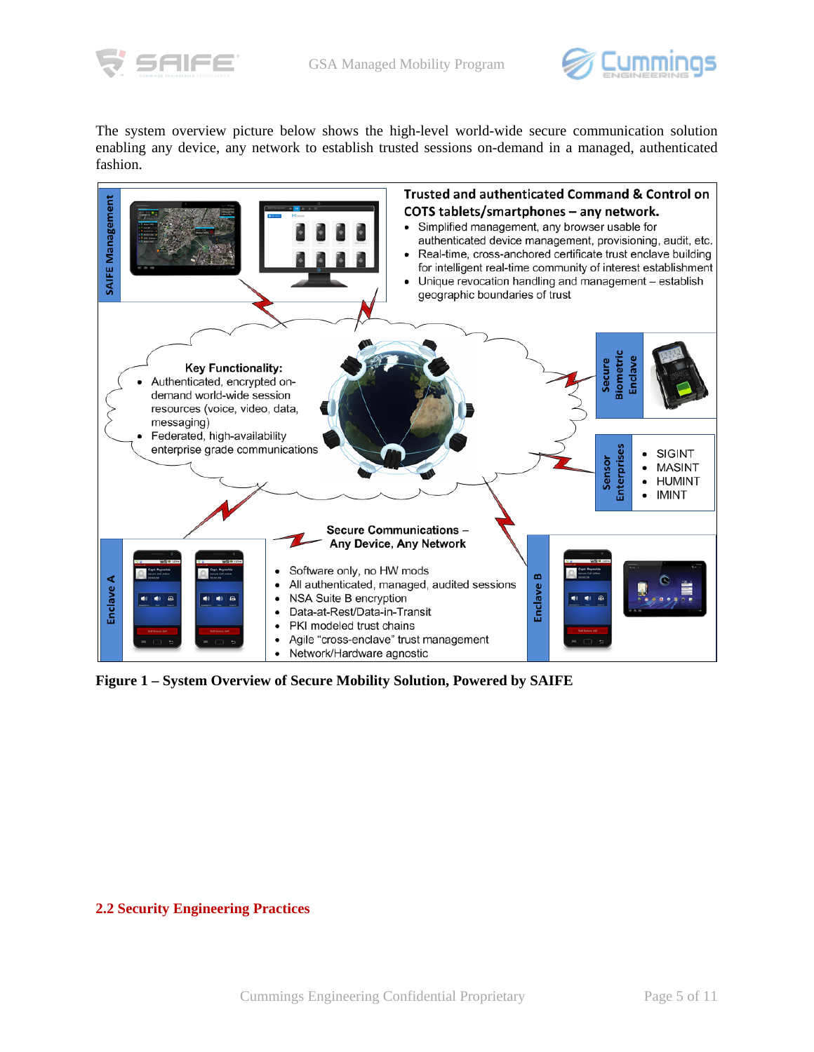The system overview picture below shows the high-level world-wide secure communication solution enabling any device, any network to establish trusted sessions on-demand in a managed, authenticated fashion.

**SAIFE Management**

**Trusted and authenticated Command & Control on COTS tablets/smartphones – any network.**

- Simplified management, any browser usable for authenticated device management, provisioning, audit, etc.
- Real-time, cross-anchored certificate trust enclave building for intelligent real-time community of interest establishment
- Unique revocation handling and management – establish geographic boundaries of trust

**Key Functionality:**

- Authenticated, encrypted on-demand world-wide session resources (voice, video, data, messaging)
- Federated, high-availability enterprise grade communications

**Secure Biometric Enclave**

**Sensor Enterprises**

- SIGINT
- MASINT
- HUMINT
- IMINT

**Enclave A**

**Secure Communications – Any Device, Any Network**

- Software only, no HW mods
- All authenticated, managed, audited sessions
- NSA Suite B encryption
- Data-at-Rest/Data-in-Transit
- PKI modeled trust chains
- Agile "cross-enclave" trust management
- Network/Hardware agnostic

**Enclave B**

**Figure 1 – System Overview of Secure Mobility Solution, Powered by SAIFE**

## 2.2 Security Engineering Practices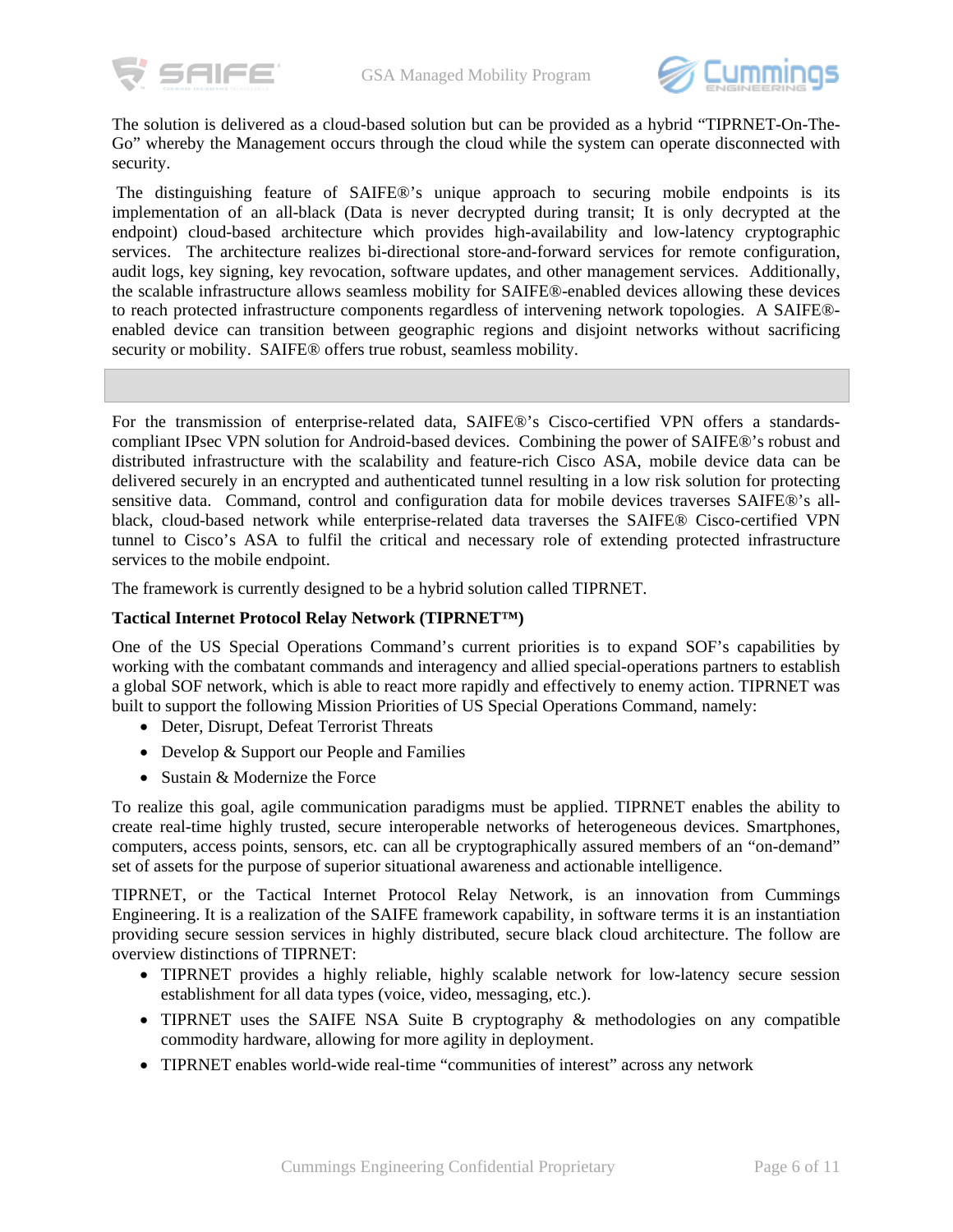The solution is delivered as a cloud-based solution but can be provided as a hybrid "TIPRNET-On-The-Go" whereby the Management occurs through the cloud while the system can operate disconnected with security.

The distinguishing feature of SAIFE®'s unique approach to securing mobile endpoints is its implementation of an all-black (Data is never decrypted during transit; It is only decrypted at the endpoint) cloud-based architecture which provides high-availability and low-latency cryptographic services. The architecture realizes bi-directional store-and-forward services for remote configuration, audit logs, key signing, key revocation, software updates, and other management services. Additionally, the scalable infrastructure allows seamless mobility for SAIFE®-enabled devices allowing these devices to reach protected infrastructure components regardless of intervening network topologies. A SAIFE®-enabled device can transition between geographic regions and disjoint networks without sacrificing security or mobility. SAIFE® offers true robust, seamless mobility.

For the transmission of enterprise-related data, SAIFE®'s Cisco-certified VPN offers a standards-compliant IPsec VPN solution for Android-based devices. Combining the power of SAIFE®'s robust and distributed infrastructure with the scalability and feature-rich Cisco ASA, mobile device data can be delivered securely in an encrypted and authenticated tunnel resulting in a low risk solution for protecting sensitive data. Command, control and configuration data for mobile devices traverses SAIFE®'s all-black, cloud-based network while enterprise-related data traverses the SAIFE® Cisco-certified VPN tunnel to Cisco's ASA to fulfil the critical and necessary role of extending protected infrastructure services to the mobile endpoint.

The framework is currently designed to be a hybrid solution called TIPRNET.

**Tactical Internet Protocol Relay Network (TIPRNET™)**

One of the US Special Operations Command's current priorities is to expand SOF's capabilities by working with the combatant commands and interagency and allied special-operations partners to establish a global SOF network, which is able to react more rapidly and effectively to enemy action. TIPRNET was built to support the following Mission Priorities of US Special Operations Command, namely:

- Deter, Disrupt, Defeat Terrorist Threats
- Develop & Support our People and Families
- Sustain & Modernize the Force

To realize this goal, agile communication paradigms must be applied. TIPRNET enables the ability to create real-time highly trusted, secure interoperable networks of heterogeneous devices. Smartphones, computers, access points, sensors, etc. can all be cryptographically assured members of an "on-demand" set of assets for the purpose of superior situational awareness and actionable intelligence.

TIPRNET, or the Tactical Internet Protocol Relay Network, is an innovation from Cummings Engineering. It is a realization of the SAIFE framework capability, in software terms it is an instantiation providing secure session services in highly distributed, secure black cloud architecture. The follow are overview distinctions of TIPRNET:

- TIPRNET provides a highly reliable, highly scalable network for low-latency secure session establishment for all data types (voice, video, messaging, etc.).
- TIPRNET uses the SAIFE NSA Suite B cryptography & methodologies on any compatible commodity hardware, allowing for more agility in deployment.
- TIPRNET enables world-wide real-time "communities of interest" across any network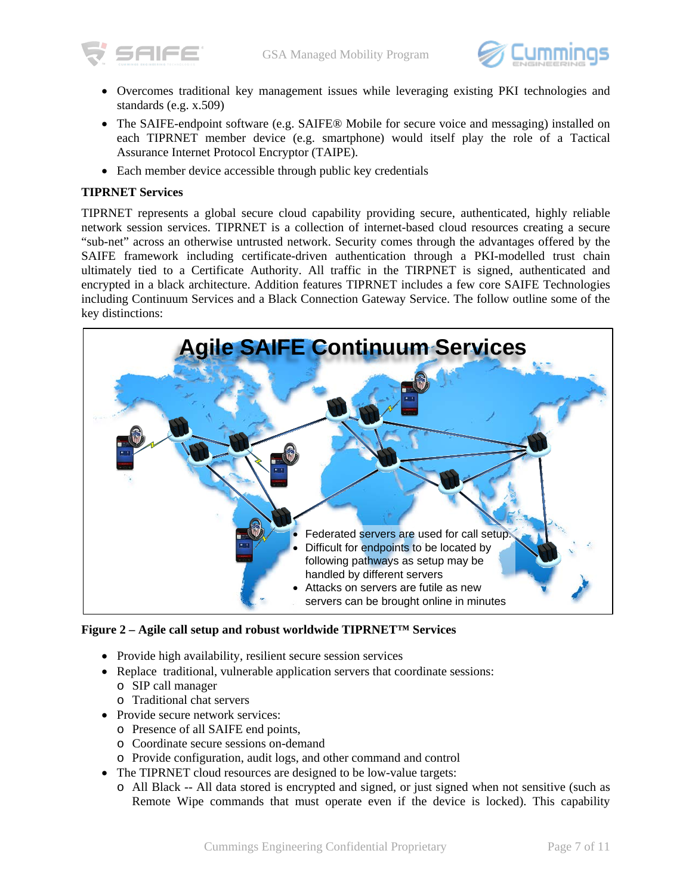- Overcomes traditional key management issues while leveraging existing PKI technologies and standards (e.g. x.509)
- The SAIFE-endpoint software (e.g. SAIFE® Mobile for secure voice and messaging) installed on each TIPRNET member device (e.g. smartphone) would itself play the role of a Tactical Assurance Internet Protocol Encryptor (TAIPE).
- Each member device accessible through public key credentials

**TIPRNET Services**

TIPRNET represents a global secure cloud capability providing secure, authenticated, highly reliable network session services. TIPRNET is a collection of internet-based cloud resources creating a secure "sub-net" across an otherwise untrusted network. Security comes through the advantages offered by the SAIFE framework including certificate-driven authentication through a PKI-modelled trust chain ultimately tied to a Certificate Authority. All traffic in the TIRPNET is signed, authenticated and encrypted in a black architecture. Addition features TIPRNET includes a few core SAIFE Technologies including Continuum Services and a Black Connection Gateway Service. The follow outline some of the key distinctions:

Agile SAIFE Continuum Services

- Federated servers are used for call setup.
- Difficult for endpoints to be located by following pathways as setup may be handled by different servers
- Attacks on servers are futile as new servers can be brought online in minutes

**Figure 2 – Agile call setup and robust worldwide TIPRNET™ Services**

- Provide high availability, resilient secure session services
- Replace traditional, vulnerable application servers that coordinate sessions:
  - SIP call manager
  - Traditional chat servers
- Provide secure network services:
  - Presence of all SAIFE end points,
  - Coordinate secure sessions on-demand
  - Provide configuration, audit logs, and other command and control
- The TIPRNET cloud resources are designed to be low-value targets:
  - All Black -- All data stored is encrypted and signed, or just signed when not sensitive (such as Remote Wipe commands that must operate even if the device is locked). This capability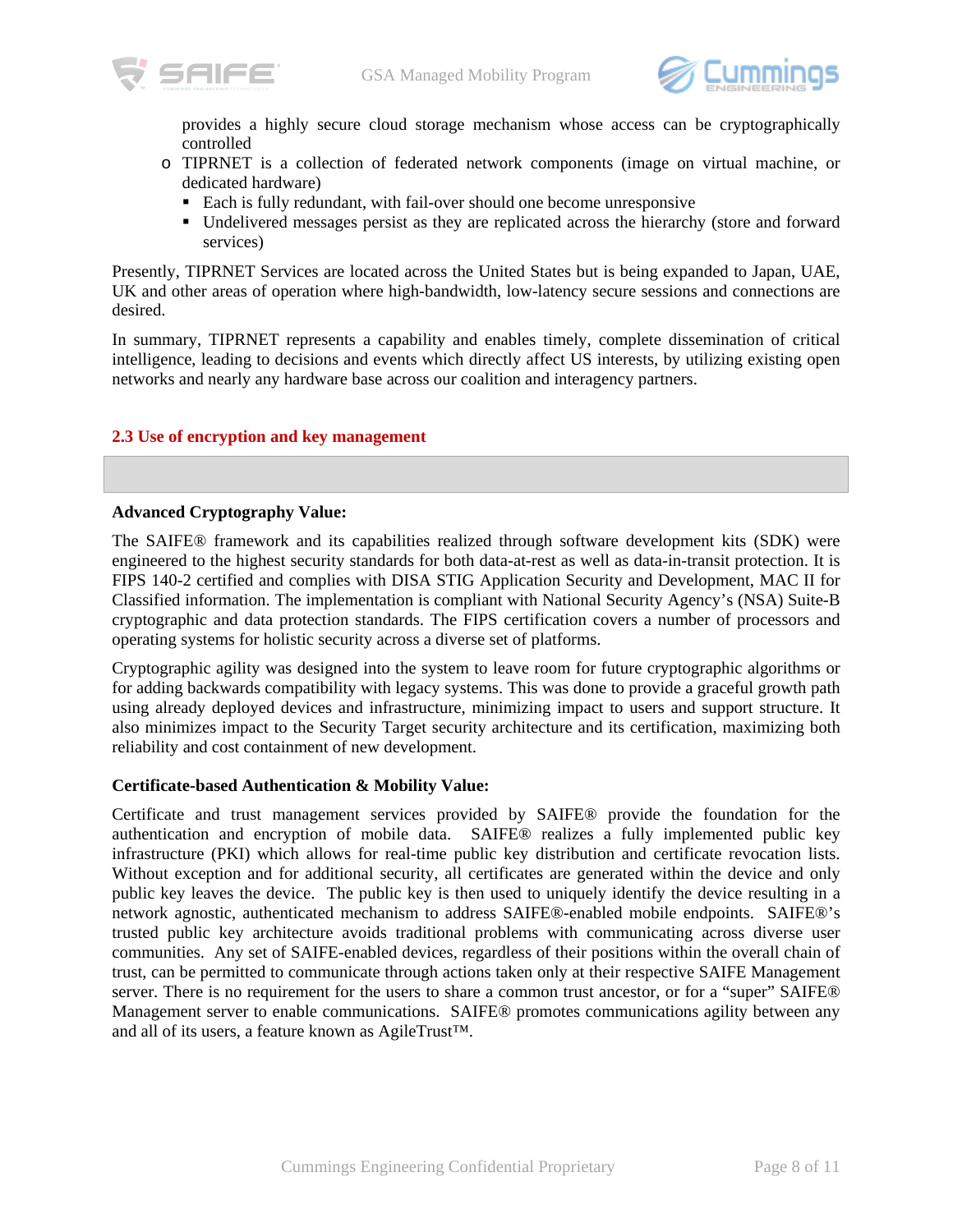provides a highly secure cloud storage mechanism whose access can be cryptographically controlled

- TIPRNET is a collection of federated network components (image on virtual machine, or dedicated hardware)
  - Each is fully redundant, with fail-over should one become unresponsive
  - Undelivered messages persist as they are replicated across the hierarchy (store and forward services)

Presently, TIPRNET Services are located across the United States but is being expanded to Japan, UAE, UK and other areas of operation where high-bandwidth, low-latency secure sessions and connections are desired.

In summary, TIPRNET represents a capability and enables timely, complete dissemination of critical intelligence, leading to decisions and events which directly affect US interests, by utilizing existing open networks and nearly any hardware base across our coalition and interagency partners.

### 2.3 Use of encryption and key management

**Advanced Cryptography Value:**

The SAIFE® framework and its capabilities realized through software development kits (SDK) were engineered to the highest security standards for both data-at-rest as well as data-in-transit protection. It is FIPS 140-2 certified and complies with DISA STIG Application Security and Development, MAC II for Classified information. The implementation is compliant with National Security Agency's (NSA) Suite-B cryptographic and data protection standards. The FIPS certification covers a number of processors and operating systems for holistic security across a diverse set of platforms.

Cryptographic agility was designed into the system to leave room for future cryptographic algorithms or for adding backwards compatibility with legacy systems. This was done to provide a graceful growth path using already deployed devices and infrastructure, minimizing impact to users and support structure. It also minimizes impact to the Security Target security architecture and its certification, maximizing both reliability and cost containment of new development.

**Certificate-based Authentication & Mobility Value:**

Certificate and trust management services provided by SAIFE® provide the foundation for the authentication and encryption of mobile data. SAIFE® realizes a fully implemented public key infrastructure (PKI) which allows for real-time public key distribution and certificate revocation lists. Without exception and for additional security, all certificates are generated within the device and only public key leaves the device. The public key is then used to uniquely identify the device resulting in a network agnostic, authenticated mechanism to address SAIFE®-enabled mobile endpoints. SAIFE®'s trusted public key architecture avoids traditional problems with communicating across diverse user communities. Any set of SAIFE-enabled devices, regardless of their positions within the overall chain of trust, can be permitted to communicate through actions taken only at their respective SAIFE Management server. There is no requirement for the users to share a common trust ancestor, or for a "super" SAIFE® Management server to enable communications. SAIFE® promotes communications agility between any and all of its users, a feature known as AgileTrust™.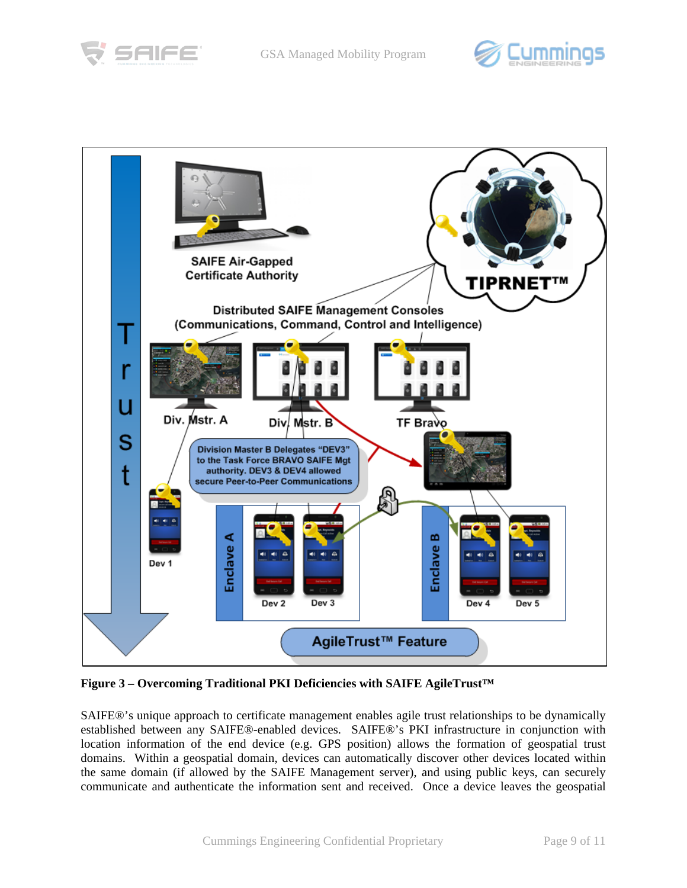**Figure 3 – Overcoming Traditional PKI Deficiencies with SAIFE AgileTrust™**

SAIFE®'s unique approach to certificate management enables agile trust relationships to be dynamically established between any SAIFE®-enabled devices. SAIFE®'s PKI infrastructure in conjunction with location information of the end device (e.g. GPS position) allows the formation of geospatial trust domains. Within a geospatial domain, devices can automatically discover other devices located within the same domain (if allowed by the SAIFE Management server), and using public keys, can securely communicate and authenticate the information sent and received. Once a device leaves the geospatial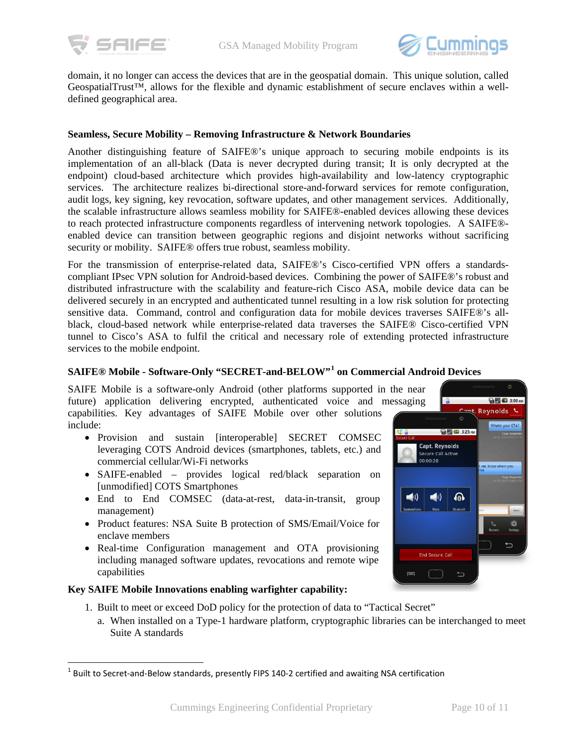domain, it no longer can access the devices that are in the geospatial domain. This unique solution, called GeospatialTrust™, allows for the flexible and dynamic establishment of secure enclaves within a well-defined geographical area.

### Seamless, Secure Mobility – Removing Infrastructure & Network Boundaries

Another distinguishing feature of SAIFE®'s unique approach to securing mobile endpoints is its implementation of an all-black (Data is never decrypted during transit; It is only decrypted at the endpoint) cloud-based architecture which provides high-availability and low-latency cryptographic services. The architecture realizes bi-directional store-and-forward services for remote configuration, audit logs, key signing, key revocation, software updates, and other management services. Additionally, the scalable infrastructure allows seamless mobility for SAIFE®-enabled devices allowing these devices to reach protected infrastructure components regardless of intervening network topologies. A SAIFE®-enabled device can transition between geographic regions and disjoint networks without sacrificing security or mobility. SAIFE® offers true robust, seamless mobility.

For the transmission of enterprise-related data, SAIFE®'s Cisco-certified VPN offers a standards-compliant IPsec VPN solution for Android-based devices. Combining the power of SAIFE®'s robust and distributed infrastructure with the scalability and feature-rich Cisco ASA, mobile device data can be delivered securely in an encrypted and authenticated tunnel resulting in a low risk solution for protecting sensitive data. Command, control and configuration data for mobile devices traverses SAIFE®'s all-black, cloud-based network while enterprise-related data traverses the SAIFE® Cisco-certified VPN tunnel to Cisco's ASA to fulfil the critical and necessary role of extending protected infrastructure services to the mobile endpoint.

### SAIFE® Mobile - Software-Only "SECRET-and-BELOW"[1] on Commercial Android Devices

SAIFE Mobile is a software-only Android (other platforms supported in the near future) application delivering encrypted, authenticated voice and messaging capabilities. Key advantages of SAIFE Mobile over other solutions include:

- Provision and sustain [interoperable] SECRET COMSEC leveraging COTS Android devices (smartphones, tablets, etc.) and commercial cellular/Wi-Fi networks
- SAIFE-enabled – provides logical red/black separation on [unmodified] COTS Smartphones
- End to End COMSEC (data-at-rest, data-in-transit, group management)
- Product features: NSA Suite B protection of SMS/Email/Voice for enclave members
- Real-time Configuration management and OTA provisioning including managed software updates, revocations and remote wipe capabilities

**Key SAIFE Mobile Innovations enabling warfighter capability:**

1. Built to meet or exceed DoD policy for the protection of data to "Tactical Secret"
   a. When installed on a Type-1 hardware platform, cryptographic libraries can be interchanged to meet Suite A standards

[1] Built to Secret-and-Below standards, presently FIPS 140-2 certified and awaiting NSA certification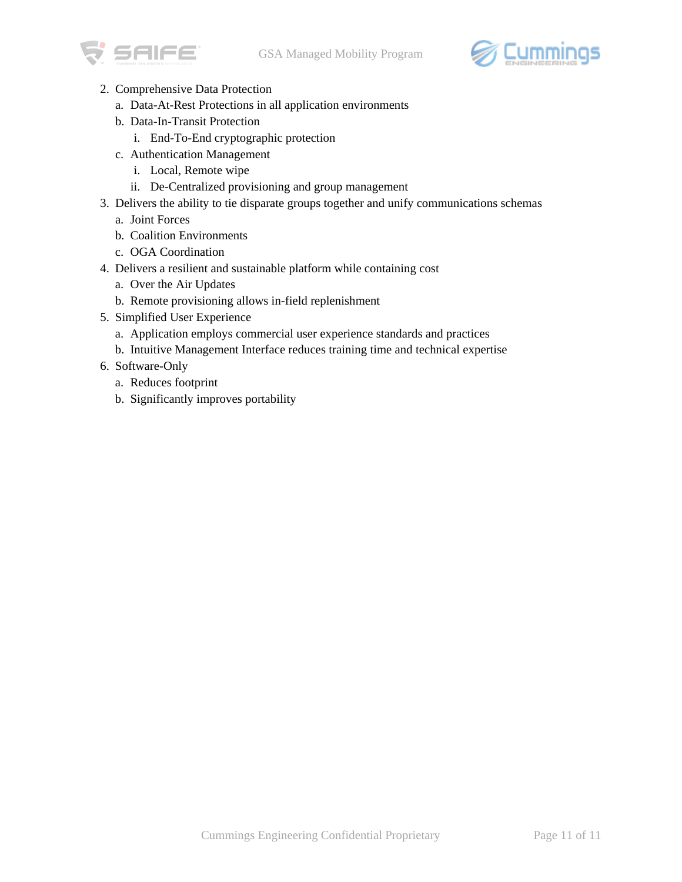2. Comprehensive Data Protection
   a. Data-At-Rest Protections in all application environments
   b. Data-In-Transit Protection
      i. End-To-End cryptographic protection
   c. Authentication Management
      i. Local, Remote wipe
      ii. De-Centralized provisioning and group management
3. Delivers the ability to tie disparate groups together and unify communications schemas
   a. Joint Forces
   b. Coalition Environments
   c. OGA Coordination
4. Delivers a resilient and sustainable platform while containing cost
   a. Over the Air Updates
   b. Remote provisioning allows in-field replenishment
5. Simplified User Experience
   a. Application employs commercial user experience standards and practices
   b. Intuitive Management Interface reduces training time and technical expertise
6. Software-Only
   a. Reduces footprint
   b. Significantly improves portability